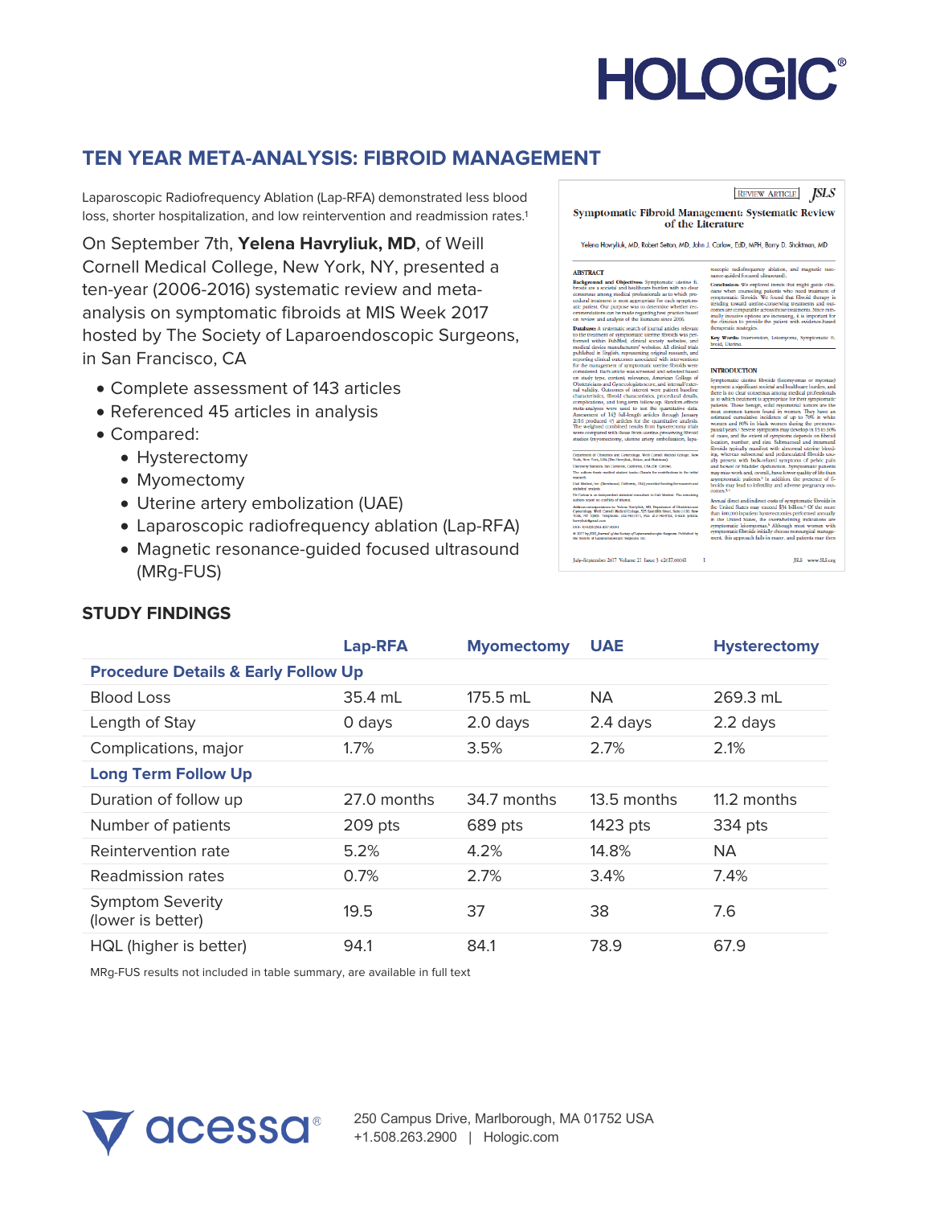# TEN YEAR META-ANALYSIS: FIBROID MANAGEMENT

Laparoscopic Radiofrequency Ablation (Lap-RFA) demonstrated less blood loss, shorter hospitalization, and low reintervention and readmission rates.[1]

On September 7th, **Yelena Havryliuk, MD**, of Weill Cornell Medical College, New York, NY, presented a ten-year (2006-2016) systematic review and meta-analysis on symptomatic fibroids at MIS Week 2017 hosted by The Society of Laparoendoscopic Surgeons, in San Francisco, CA

- Complete assessment of 143 articles
- Referenced 45 articles in analysis
- Compared:
  - Hysterectomy
  - Myomectomy
  - Uterine artery embolization (UAE)
  - Laparoscopic radiofrequency ablation (Lap-RFA)
  - Magnetic resonance-guided focused ultrasound (MRg-FUS)

## STUDY FINDINGS

| | Lap-RFA | Myomectomy | UAE | Hysterectomy |
|---|---|---|---|---|
| **Procedure Details & Early Follow Up** | | | | |
| Blood Loss | 35.4 mL | 175.5 mL | NA | 269.3 mL |
| Length of Stay | 0 days | 2.0 days | 2.4 days | 2.2 days |
| Complications, major | 1.7% | 3.5% | 2.7% | 2.1% |
| **Long Term Follow Up** | | | | |
| Duration of follow up | 27.0 months | 34.7 months | 13.5 months | 11.2 months |
| Number of patients | 209 pts | 689 pts | 1423 pts | 334 pts |
| Reintervention rate | 5.2% | 4.2% | 14.8% | NA |
| Readmission rates | 0.7% | 2.7% | 3.4% | 7.4% |
| Symptom Severity (lower is better) | 19.5 | 37 | 38 | 7.6 |
| HQL (higher is better) | 94.1 | 84.1 | 78.9 | 67.9 |

MRg-FUS results not included in table summary, are available in full text

250 Campus Drive, Marlborough, MA 01752 USA
+1.508.263.2900 | Hologic.com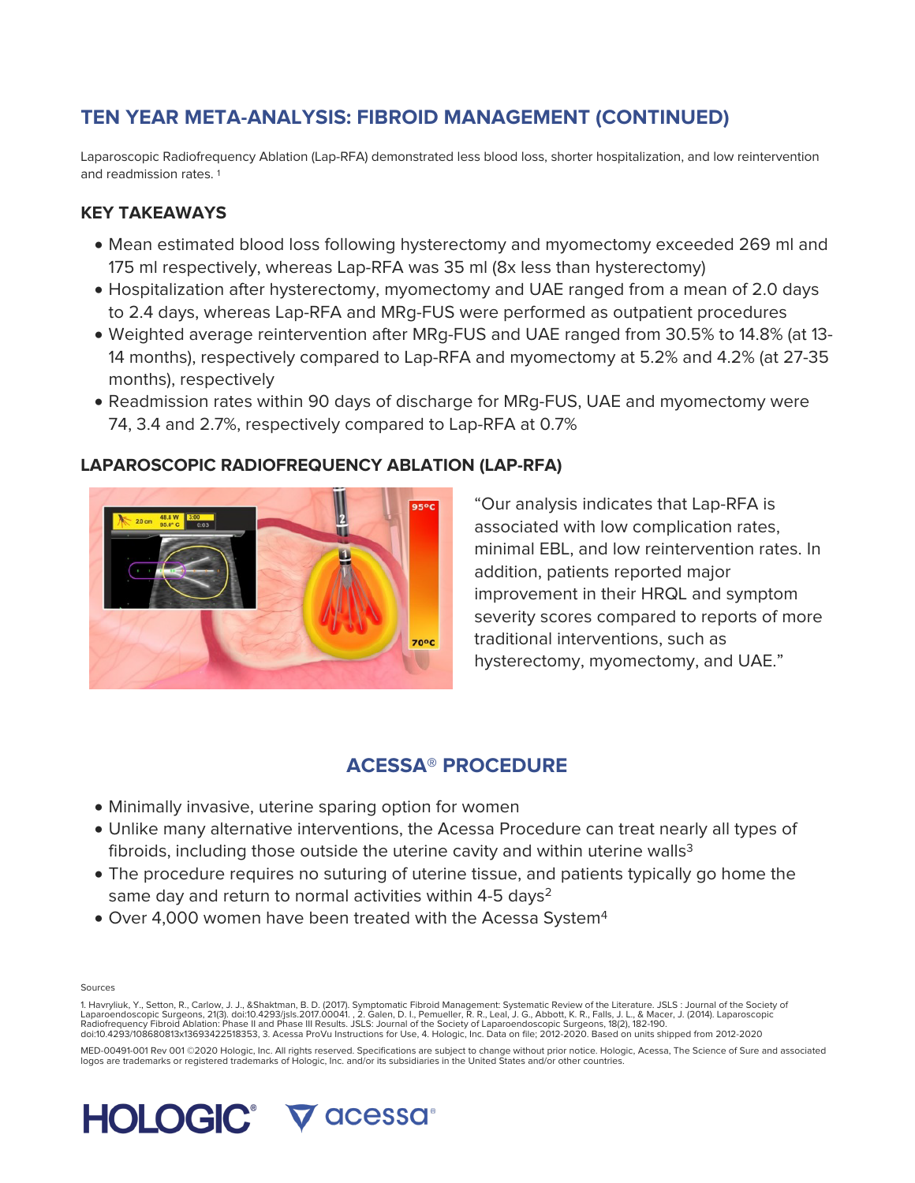## TEN YEAR META-ANALYSIS: FIBROID MANAGEMENT (CONTINUED)

Laparoscopic Radiofrequency Ablation (Lap-RFA) demonstrated less blood loss, shorter hospitalization, and low reintervention and readmission rates. [1]

### KEY TAKEAWAYS

- Mean estimated blood loss following hysterectomy and myomectomy exceeded 269 ml and 175 ml respectively, whereas Lap-RFA was 35 ml (8x less than hysterectomy)
- Hospitalization after hysterectomy, myomectomy and UAE ranged from a mean of 2.0 days to 2.4 days, whereas Lap-RFA and MRg-FUS were performed as outpatient procedures
- Weighted average reintervention after MRg-FUS and UAE ranged from 30.5% to 14.8% (at 13-14 months), respectively compared to Lap-RFA and myomectomy at 5.2% and 4.2% (at 27-35 months), respectively
- Readmission rates within 90 days of discharge for MRg-FUS, UAE and myomectomy were 74, 3.4 and 2.7%, respectively compared to Lap-RFA at 0.7%

### LAPAROSCOPIC RADIOFREQUENCY ABLATION (LAP-RFA)

"Our analysis indicates that Lap-RFA is associated with low complication rates, minimal EBL, and low reintervention rates. In addition, patients reported major improvement in their HRQL and symptom severity scores compared to reports of more traditional interventions, such as hysterectomy, myomectomy, and UAE."

## ACESSA® PROCEDURE

- Minimally invasive, uterine sparing option for women
- Unlike many alternative interventions, the Acessa Procedure can treat nearly all types of fibroids, including those outside the uterine cavity and within uterine walls[3]
- The procedure requires no suturing of uterine tissue, and patients typically go home the same day and return to normal activities within 4-5 days[2]
- Over 4,000 women have been treated with the Acessa System[4]

Sources

1. Havryliuk, Y., Setton, R., Carlow, J. J., &Shaktman, B. D. (2017). Symptomatic Fibroid Management: Systematic Review of the Literature. JSLS : Journal of the Society of Laparoendoscopic Surgeons, 21(3). doi:10.4293/jsls.2017.00041. , 2. Galen, D. I., Pemueller, R. R., Leal, J. G., Abbott, K. R., Falls, J. L., & Macer, J. (2014). Laparoscopic Radiofrequency Fibroid Ablation: Phase II and Phase III Results. JSLS: Journal of the Society of Laparoendoscopic Surgeons, 18(2), 182-190. doi:10.4293/108680813x13693422518353, 3. Acessa ProVu Instructions for Use, 4. Hologic, Inc. Data on file; 2012-2020. Based on units shipped from 2012-2020

MED-00491-001 Rev 001 ©2020 Hologic, Inc. All rights reserved. Specifications are subject to change without prior notice. Hologic, Acessa, The Science of Sure and associated logos are trademarks or registered trademarks of Hologic, Inc. and/or its subsidiaries in the United States and/or other countries.

HOLOGIC® acessa®